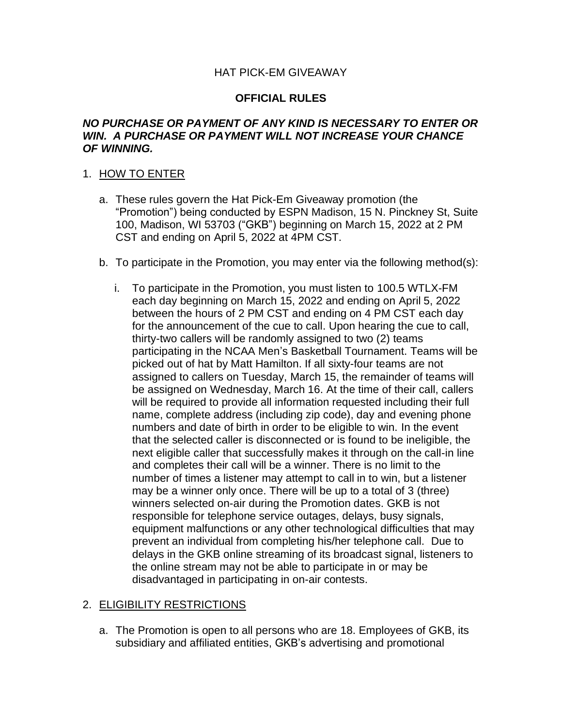HAT PICK-EM GIVEAWAY

**OFFICIAL RULES**

***NO PURCHASE OR PAYMENT OF ANY KIND IS NECESSARY TO ENTER OR WIN. A PURCHASE OR PAYMENT WILL NOT INCREASE YOUR CHANCE OF WINNING.***

1. <u>HOW TO ENTER</u>

   a. These rules govern the Hat Pick-Em Giveaway promotion (the "Promotion") being conducted by ESPN Madison, 15 N. Pinckney St, Suite 100, Madison, WI 53703 ("GKB") beginning on March 15, 2022 at 2 PM CST and ending on April 5, 2022 at 4PM CST.

   b. To participate in the Promotion, you may enter via the following method(s):

      i. To participate in the Promotion, you must listen to 100.5 WTLX-FM each day beginning on March 15, 2022 and ending on April 5, 2022 between the hours of 2 PM CST and ending on 4 PM CST each day for the announcement of the cue to call. Upon hearing the cue to call, thirty-two callers will be randomly assigned to two (2) teams participating in the NCAA Men's Basketball Tournament. Teams will be picked out of hat by Matt Hamilton. If all sixty-four teams are not assigned to callers on Tuesday, March 15, the remainder of teams will be assigned on Wednesday, March 16. At the time of their call, callers will be required to provide all information requested including their full name, complete address (including zip code), day and evening phone numbers and date of birth in order to be eligible to win. In the event that the selected caller is disconnected or is found to be ineligible, the next eligible caller that successfully makes it through on the call-in line and completes their call will be a winner. There is no limit to the number of times a listener may attempt to call in to win, but a listener may be a winner only once. There will be up to a total of 3 (three) winners selected on-air during the Promotion dates. GKB is not responsible for telephone service outages, delays, busy signals, equipment malfunctions or any other technological difficulties that may prevent an individual from completing his/her telephone call. Due to delays in the GKB online streaming of its broadcast signal, listeners to the online stream may not be able to participate in or may be disadvantaged in participating in on-air contests.

2. <u>ELIGIBILITY RESTRICTIONS</u>

   a. The Promotion is open to all persons who are 18. Employees of GKB, its subsidiary and affiliated entities, GKB's advertising and promotional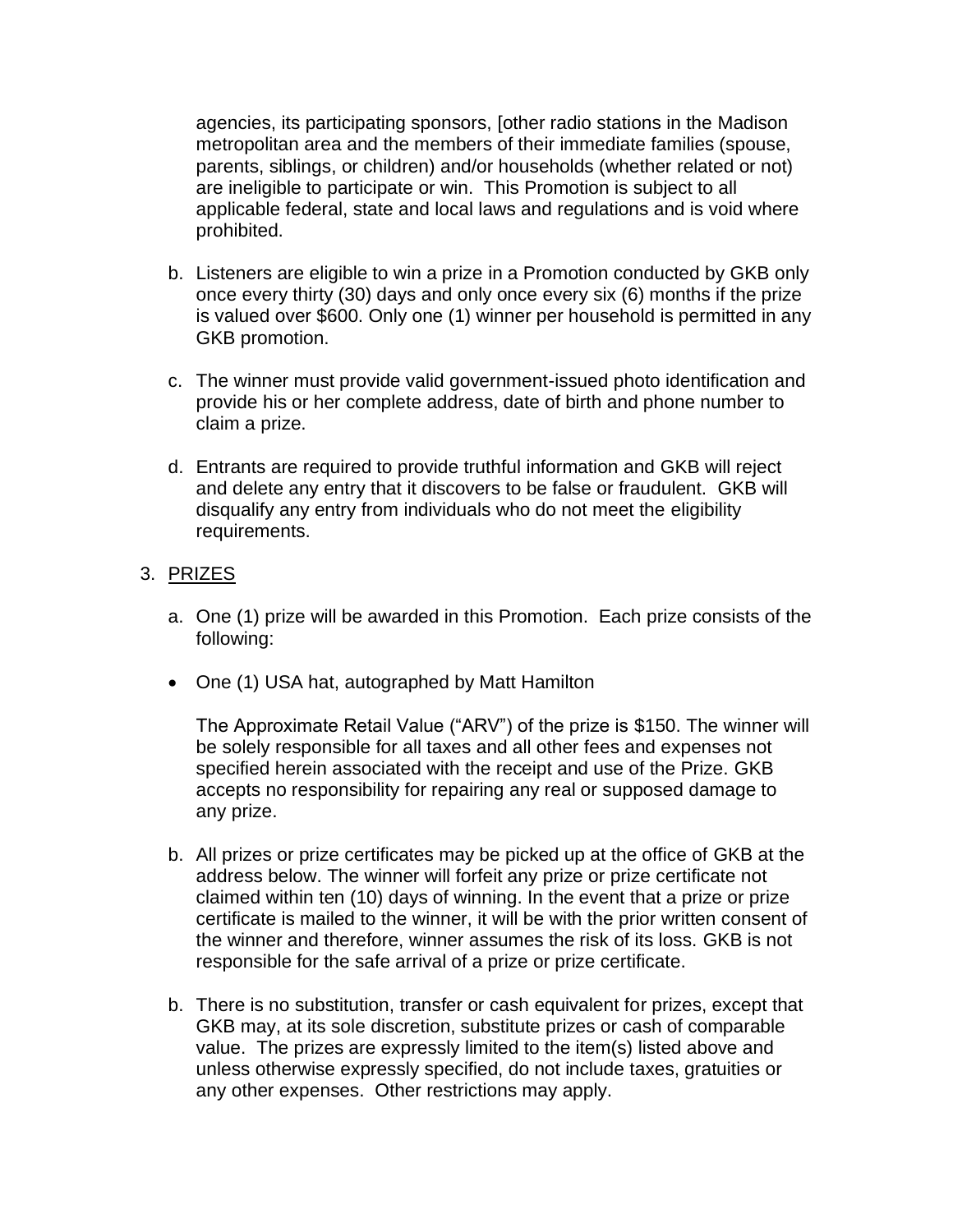agencies, its participating sponsors, [other radio stations in the Madison metropolitan area and the members of their immediate families (spouse, parents, siblings, or children) and/or households (whether related or not) are ineligible to participate or win. This Promotion is subject to all applicable federal, state and local laws and regulations and is void where prohibited.

b. Listeners are eligible to win a prize in a Promotion conducted by GKB only once every thirty (30) days and only once every six (6) months if the prize is valued over $600. Only one (1) winner per household is permitted in any GKB promotion.

c. The winner must provide valid government-issued photo identification and provide his or her complete address, date of birth and phone number to claim a prize.

d. Entrants are required to provide truthful information and GKB will reject and delete any entry that it discovers to be false or fraudulent. GKB will disqualify any entry from individuals who do not meet the eligibility requirements.

3. PRIZES

a. One (1) prize will be awarded in this Promotion. Each prize consists of the following:

- One (1) USA hat, autographed by Matt Hamilton

The Approximate Retail Value ("ARV") of the prize is $150. The winner will be solely responsible for all taxes and all other fees and expenses not specified herein associated with the receipt and use of the Prize. GKB accepts no responsibility for repairing any real or supposed damage to any prize.

b. All prizes or prize certificates may be picked up at the office of GKB at the address below. The winner will forfeit any prize or prize certificate not claimed within ten (10) days of winning. In the event that a prize or prize certificate is mailed to the winner, it will be with the prior written consent of the winner and therefore, winner assumes the risk of its loss. GKB is not responsible for the safe arrival of a prize or prize certificate.

b. There is no substitution, transfer or cash equivalent for prizes, except that GKB may, at its sole discretion, substitute prizes or cash of comparable value. The prizes are expressly limited to the item(s) listed above and unless otherwise expressly specified, do not include taxes, gratuities or any other expenses. Other restrictions may apply.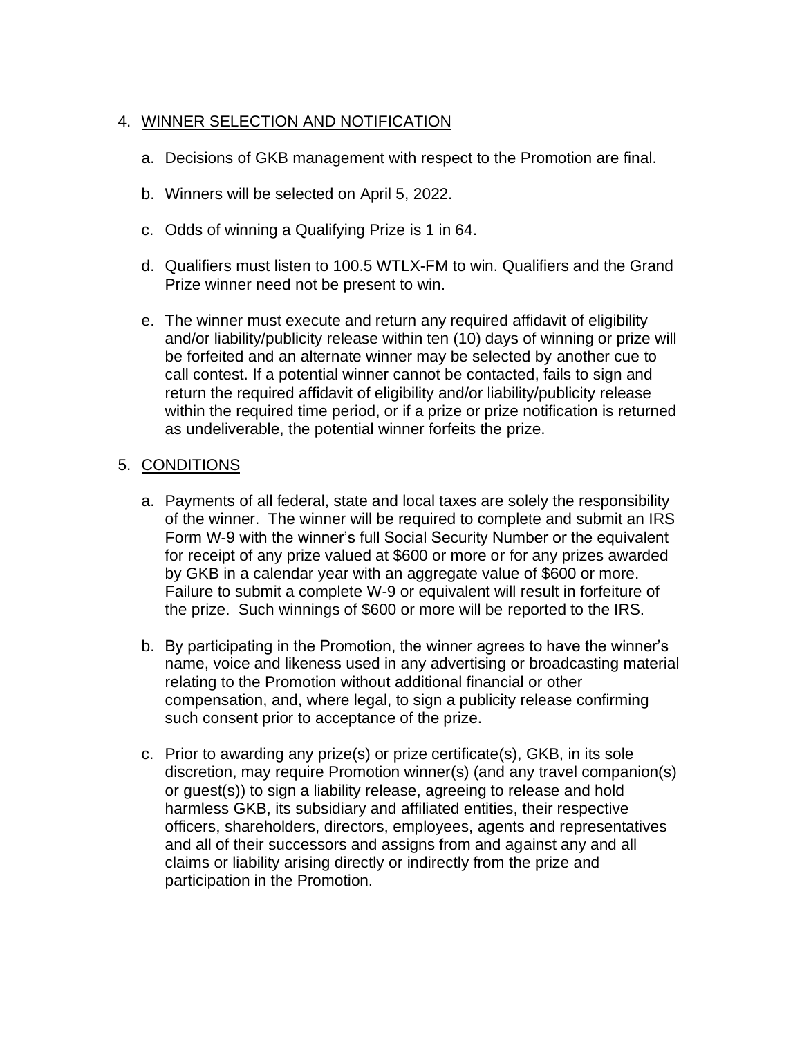4. <u>WINNER SELECTION AND NOTIFICATION</u>

    a. Decisions of GKB management with respect to the Promotion are final.

    b. Winners will be selected on April 5, 2022.

    c. Odds of winning a Qualifying Prize is 1 in 64.

    d. Qualifiers must listen to 100.5 WTLX-FM to win. Qualifiers and the Grand Prize winner need not be present to win.

    e. The winner must execute and return any required affidavit of eligibility and/or liability/publicity release within ten (10) days of winning or prize will be forfeited and an alternate winner may be selected by another cue to call contest. If a potential winner cannot be contacted, fails to sign and return the required affidavit of eligibility and/or liability/publicity release within the required time period, or if a prize or prize notification is returned as undeliverable, the potential winner forfeits the prize.

5. <u>CONDITIONS</u>

    a. Payments of all federal, state and local taxes are solely the responsibility of the winner. The winner will be required to complete and submit an IRS Form W-9 with the winner's full Social Security Number or the equivalent for receipt of any prize valued at $600 or more or for any prizes awarded by GKB in a calendar year with an aggregate value of $600 or more. Failure to submit a complete W-9 or equivalent will result in forfeiture of the prize. Such winnings of $600 or more will be reported to the IRS.

    b. By participating in the Promotion, the winner agrees to have the winner's name, voice and likeness used in any advertising or broadcasting material relating to the Promotion without additional financial or other compensation, and, where legal, to sign a publicity release confirming such consent prior to acceptance of the prize.

    c. Prior to awarding any prize(s) or prize certificate(s), GKB, in its sole discretion, may require Promotion winner(s) (and any travel companion(s) or guest(s)) to sign a liability release, agreeing to release and hold harmless GKB, its subsidiary and affiliated entities, their respective officers, shareholders, directors, employees, agents and representatives and all of their successors and assigns from and against any and all claims or liability arising directly or indirectly from the prize and participation in the Promotion.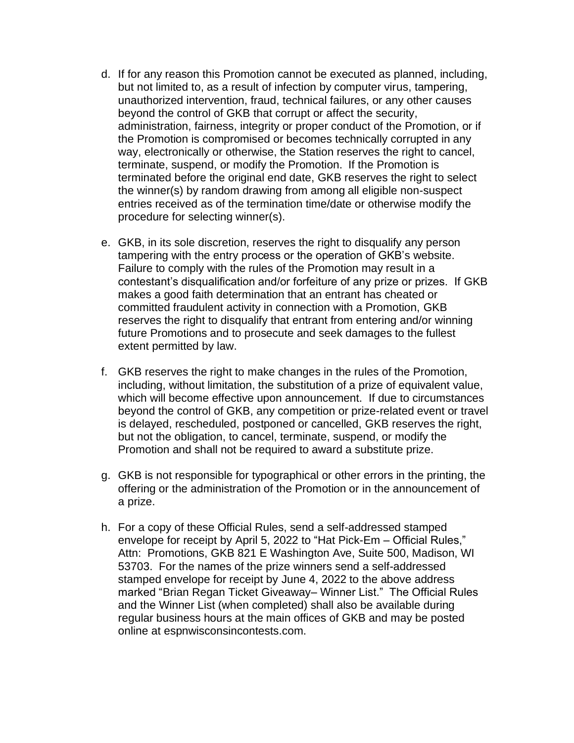d. If for any reason this Promotion cannot be executed as planned, including, but not limited to, as a result of infection by computer virus, tampering, unauthorized intervention, fraud, technical failures, or any other causes beyond the control of GKB that corrupt or affect the security, administration, fairness, integrity or proper conduct of the Promotion, or if the Promotion is compromised or becomes technically corrupted in any way, electronically or otherwise, the Station reserves the right to cancel, terminate, suspend, or modify the Promotion. If the Promotion is terminated before the original end date, GKB reserves the right to select the winner(s) by random drawing from among all eligible non-suspect entries received as of the termination time/date or otherwise modify the procedure for selecting winner(s).

e. GKB, in its sole discretion, reserves the right to disqualify any person tampering with the entry process or the operation of GKB's website. Failure to comply with the rules of the Promotion may result in a contestant's disqualification and/or forfeiture of any prize or prizes. If GKB makes a good faith determination that an entrant has cheated or committed fraudulent activity in connection with a Promotion, GKB reserves the right to disqualify that entrant from entering and/or winning future Promotions and to prosecute and seek damages to the fullest extent permitted by law.

f. GKB reserves the right to make changes in the rules of the Promotion, including, without limitation, the substitution of a prize of equivalent value, which will become effective upon announcement. If due to circumstances beyond the control of GKB, any competition or prize-related event or travel is delayed, rescheduled, postponed or cancelled, GKB reserves the right, but not the obligation, to cancel, terminate, suspend, or modify the Promotion and shall not be required to award a substitute prize.

g. GKB is not responsible for typographical or other errors in the printing, the offering or the administration of the Promotion or in the announcement of a prize.

h. For a copy of these Official Rules, send a self-addressed stamped envelope for receipt by April 5, 2022 to "Hat Pick-Em – Official Rules," Attn: Promotions, GKB 821 E Washington Ave, Suite 500, Madison, WI 53703. For the names of the prize winners send a self-addressed stamped envelope for receipt by June 4, 2022 to the above address marked "Brian Regan Ticket Giveaway– Winner List." The Official Rules and the Winner List (when completed) shall also be available during regular business hours at the main offices of GKB and may be posted online at espnwisconsincontests.com.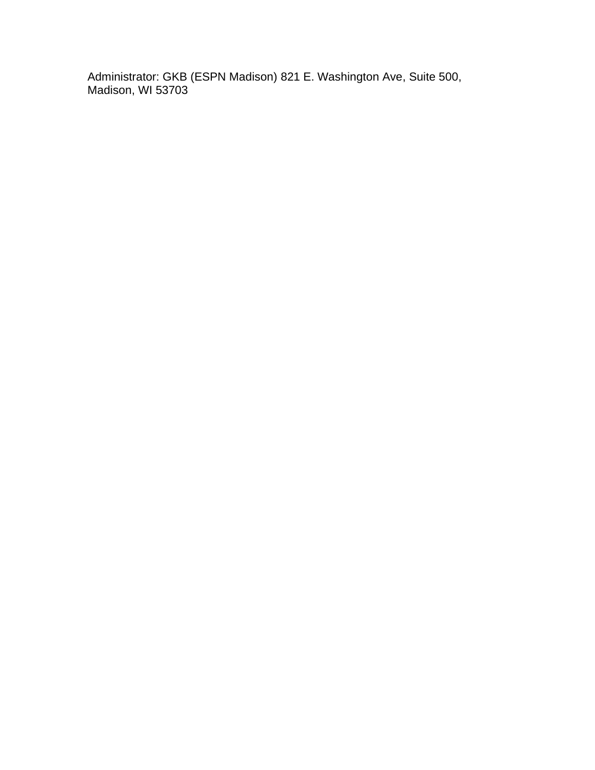Administrator: GKB (ESPN Madison) 821 E. Washington Ave, Suite 500, Madison, WI 53703